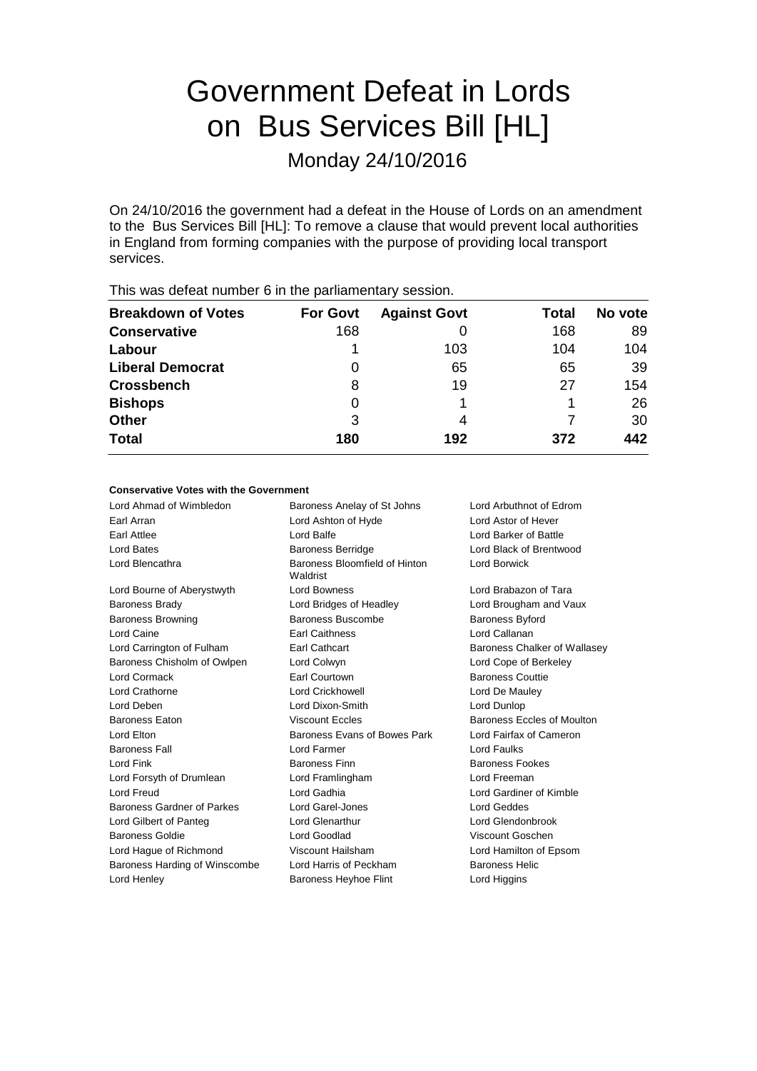# Government Defeat in Lords on Bus Services Bill [HL]

Monday 24/10/2016

On 24/10/2016 the government had a defeat in the House of Lords on an amendment to the Bus Services Bill [HL]: To remove a clause that would prevent local authorities in England from forming companies with the purpose of providing local transport services.

This was defeat number 6 in the parliamentary session.

| Breakdown of Votes | For Govt | Against Govt | Total | No vote |
|---|---|---|---|---|
| **Conservative** | 168 | 0 | 168 | 89 |
| **Labour** | 1 | 103 | 104 | 104 |
| **Liberal Democrat** | 0 | 65 | 65 | 39 |
| **Crossbench** | 8 | 19 | 27 | 154 |
| **Bishops** | 0 | 1 | 1 | 26 |
| **Other** | 3 | 4 | 7 | 30 |
| **Total** | **180** | **192** | **372** | **442** |

**Conservative Votes with the Government**

| | | |
|---|---|---|
| Lord Ahmad of Wimbledon | Baroness Anelay of St Johns | Lord Arbuthnot of Edrom |
| Earl Arran | Lord Ashton of Hyde | Lord Astor of Hever |
| Earl Attlee | Lord Balfe | Lord Barker of Battle |
| Lord Bates | Baroness Berridge | Lord Black of Brentwood |
| Lord Blencathra | Baroness Bloomfield of Hinton Waldrist | Lord Borwick |
| Lord Bourne of Aberystwyth | Lord Bowness | Lord Brabazon of Tara |
| Baroness Brady | Lord Bridges of Headley | Lord Brougham and Vaux |
| Baroness Browning | Baroness Buscombe | Baroness Byford |
| Lord Caine | Earl Caithness | Lord Callanan |
| Lord Carrington of Fulham | Earl Cathcart | Baroness Chalker of Wallasey |
| Baroness Chisholm of Owlpen | Lord Colwyn | Lord Cope of Berkeley |
| Lord Cormack | Earl Courtown | Baroness Couttie |
| Lord Crathorne | Lord Crickhowell | Lord De Mauley |
| Lord Deben | Lord Dixon-Smith | Lord Dunlop |
| Baroness Eaton | Viscount Eccles | Baroness Eccles of Moulton |
| Lord Elton | Baroness Evans of Bowes Park | Lord Fairfax of Cameron |
| Baroness Fall | Lord Farmer | Lord Faulks |
| Lord Fink | Baroness Finn | Baroness Fookes |
| Lord Forsyth of Drumlean | Lord Framlingham | Lord Freeman |
| Lord Freud | Lord Gadhia | Lord Gardiner of Kimble |
| Baroness Gardner of Parkes | Lord Garel-Jones | Lord Geddes |
| Lord Gilbert of Panteg | Lord Glenarthur | Lord Glendonbrook |
| Baroness Goldie | Lord Goodlad | Viscount Goschen |
| Lord Hague of Richmond | Viscount Hailsham | Lord Hamilton of Epsom |
| Baroness Harding of Winscombe | Lord Harris of Peckham | Baroness Helic |
| Lord Henley | Baroness Heyhoe Flint | Lord Higgins |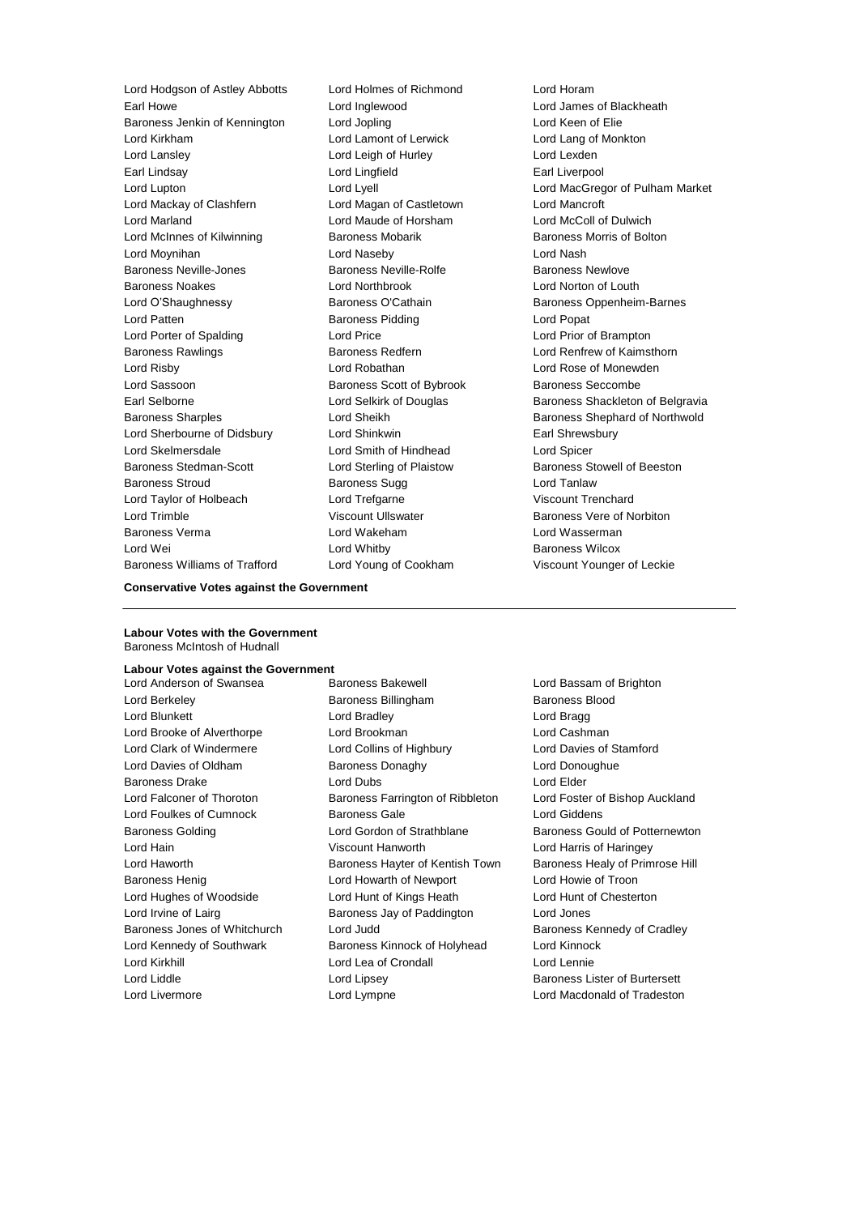Lord Hodgson of Astley Abbotts
Lord Holmes of Richmond
Lord Horam
Earl Howe
Lord Inglewood
Lord James of Blackheath
Baroness Jenkin of Kennington
Lord Jopling
Lord Keen of Elie
Lord Kirkham
Lord Lamont of Lerwick
Lord Lang of Monkton
Lord Lansley
Lord Leigh of Hurley
Lord Lexden
Earl Lindsay
Lord Lingfield
Earl Liverpool
Lord Lupton
Lord Lyell
Lord MacGregor of Pulham Market
Lord Mackay of Clashfern
Lord Magan of Castletown
Lord Mancroft
Lord Marland
Lord Maude of Horsham
Lord McColl of Dulwich
Lord McInnes of Kilwinning
Baroness Mobarik
Baroness Morris of Bolton
Lord Moynihan
Lord Naseby
Lord Nash
Baroness Neville-Jones
Baroness Neville-Rolfe
Baroness Newlove
Baroness Noakes
Lord Northbrook
Lord Norton of Louth
Lord O'Shaughnessy
Baroness O'Cathain
Baroness Oppenheim-Barnes
Lord Patten
Baroness Pidding
Lord Popat
Lord Porter of Spalding
Lord Price
Lord Prior of Brampton
Baroness Rawlings
Baroness Redfern
Lord Renfrew of Kaimsthorn
Lord Risby
Lord Robathan
Lord Rose of Monewden
Lord Sassoon
Baroness Scott of Bybrook
Baroness Seccombe
Earl Selborne
Lord Selkirk of Douglas
Baroness Shackleton of Belgravia
Baroness Sharples
Lord Sheikh
Baroness Shephard of Northwold
Lord Sherbourne of Didsbury
Lord Shinkwin
Earl Shrewsbury
Lord Skelmersdale
Lord Smith of Hindhead
Lord Spicer
Baroness Stedman-Scott
Lord Sterling of Plaistow
Baroness Stowell of Beeston
Baroness Stroud
Baroness Sugg
Lord Tanlaw
Lord Taylor of Holbeach
Lord Trefgarne
Viscount Trenchard
Lord Trimble
Viscount Ullswater
Baroness Vere of Norbiton
Baroness Verma
Lord Wakeham
Lord Wasserman
Lord Wei
Lord Whitby
Baroness Wilcox
Baroness Williams of Trafford
Lord Young of Cookham
Viscount Younger of Leckie

**Conservative Votes against the Government**

---

**Labour Votes with the Government**
Baroness McIntosh of Hudnall

**Labour Votes against the Government**
Lord Anderson of Swansea
Baroness Bakewell
Lord Bassam of Brighton
Lord Berkeley
Baroness Billingham
Baroness Blood
Lord Blunkett
Lord Bradley
Lord Bragg
Lord Brooke of Alverthorpe
Lord Brookman
Lord Cashman
Lord Clark of Windermere
Lord Collins of Highbury
Lord Davies of Stamford
Lord Davies of Oldham
Baroness Donaghy
Lord Donoughue
Baroness Drake
Lord Dubs
Lord Elder
Lord Falconer of Thoroton
Baroness Farrington of Ribbleton
Lord Foster of Bishop Auckland
Lord Foulkes of Cumnock
Baroness Gale
Lord Giddens
Baroness Golding
Lord Gordon of Strathblane
Baroness Gould of Potternewton
Lord Hain
Viscount Hanworth
Lord Harris of Haringey
Lord Haworth
Baroness Hayter of Kentish Town
Baroness Healy of Primrose Hill
Baroness Henig
Lord Howarth of Newport
Lord Howie of Troon
Lord Hughes of Woodside
Lord Hunt of Kings Heath
Lord Hunt of Chesterton
Lord Irvine of Lairg
Baroness Jay of Paddington
Lord Jones
Baroness Jones of Whitchurch
Lord Judd
Baroness Kennedy of Cradley
Lord Kennedy of Southwark
Baroness Kinnock of Holyhead
Lord Kinnock
Lord Kirkhill
Lord Lea of Crondall
Lord Lennie
Lord Liddle
Lord Lipsey
Baroness Lister of Burtersett
Lord Livermore
Lord Lympne
Lord Macdonald of Tradeston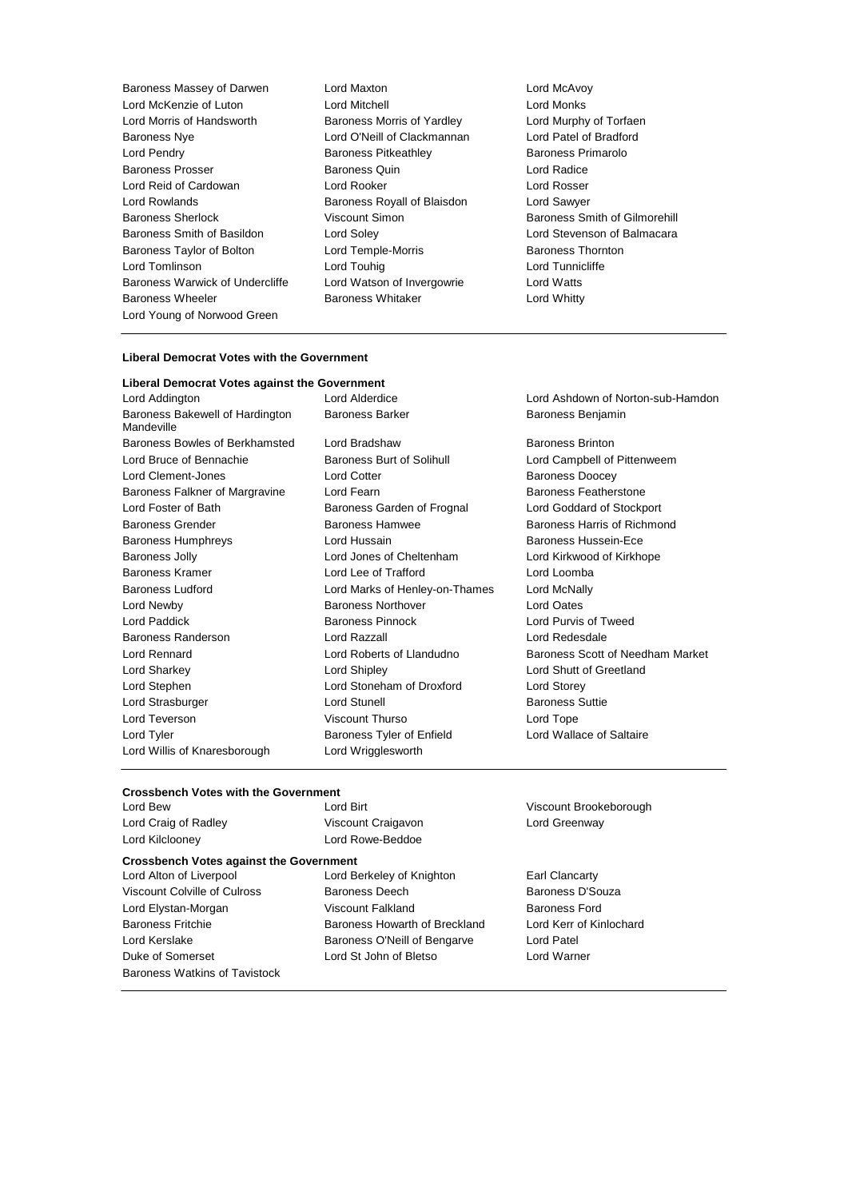Baroness Massey of Darwen
Lord Maxton
Lord McAvoy
Lord McKenzie of Luton
Lord Mitchell
Lord Monks
Lord Morris of Handsworth
Baroness Morris of Yardley
Lord Murphy of Torfaen
Baroness Nye
Lord O'Neill of Clackmannan
Lord Patel of Bradford
Lord Pendry
Baroness Pitkeathley
Baroness Primarolo
Baroness Prosser
Baroness Quin
Lord Radice
Lord Reid of Cardowan
Lord Rooker
Lord Rosser
Lord Rowlands
Baroness Royall of Blaisdon
Lord Sawyer
Baroness Sherlock
Viscount Simon
Baroness Smith of Gilmorehill
Baroness Smith of Basildon
Lord Soley
Lord Stevenson of Balmacara
Baroness Taylor of Bolton
Lord Temple-Morris
Baroness Thornton
Lord Tomlinson
Lord Touhig
Lord Tunnicliffe
Baroness Warwick of Undercliffe
Lord Watson of Invergowrie
Lord Watts
Baroness Wheeler
Baroness Whitaker
Lord Whitty
Lord Young of Norwood Green

**Liberal Democrat Votes with the Government**

**Liberal Democrat Votes against the Government**

Lord Addington
Lord Alderdice
Lord Ashdown of Norton-sub-Hamdon
Baroness Bakewell of Hardington Mandeville
Baroness Barker
Baroness Benjamin
Baroness Bowles of Berkhamsted
Lord Bradshaw
Baroness Brinton
Lord Bruce of Bennachie
Baroness Burt of Solihull
Lord Campbell of Pittenweem
Lord Clement-Jones
Lord Cotter
Baroness Doocey
Baroness Falkner of Margravine
Lord Fearn
Baroness Featherstone
Lord Foster of Bath
Baroness Garden of Frognal
Lord Goddard of Stockport
Baroness Grender
Baroness Hamwee
Baroness Harris of Richmond
Baroness Humphreys
Lord Hussain
Baroness Hussein-Ece
Baroness Jolly
Lord Jones of Cheltenham
Lord Kirkwood of Kirkhope
Baroness Kramer
Lord Lee of Trafford
Lord Loomba
Baroness Ludford
Lord Marks of Henley-on-Thames
Lord McNally
Lord Newby
Baroness Northover
Lord Oates
Lord Paddick
Baroness Pinnock
Lord Purvis of Tweed
Baroness Randerson
Lord Razzall
Lord Redesdale
Lord Rennard
Lord Roberts of Llandudno
Baroness Scott of Needham Market
Lord Sharkey
Lord Shipley
Lord Shutt of Greetland
Lord Stephen
Lord Stoneham of Droxford
Lord Storey
Lord Strasburger
Lord Stunell
Baroness Suttie
Lord Teverson
Viscount Thurso
Lord Tope
Lord Tyler
Baroness Tyler of Enfield
Lord Wallace of Saltaire
Lord Willis of Knaresborough
Lord Wrigglesworth

**Crossbench Votes with the Government**

Lord Bew
Lord Birt
Viscount Brookeborough
Lord Craig of Radley
Viscount Craigavon
Lord Greenway
Lord Kilclooney
Lord Rowe-Beddoe

**Crossbench Votes against the Government**

Lord Alton of Liverpool
Lord Berkeley of Knighton
Earl Clancarty
Viscount Colville of Culross
Baroness Deech
Baroness D'Souza
Lord Elystan-Morgan
Viscount Falkland
Baroness Ford
Baroness Fritchie
Baroness Howarth of Breckland
Lord Kerr of Kinlochard
Lord Kerslake
Baroness O'Neill of Bengarve
Lord Patel
Duke of Somerset
Lord St John of Bletso
Lord Warner
Baroness Watkins of Tavistock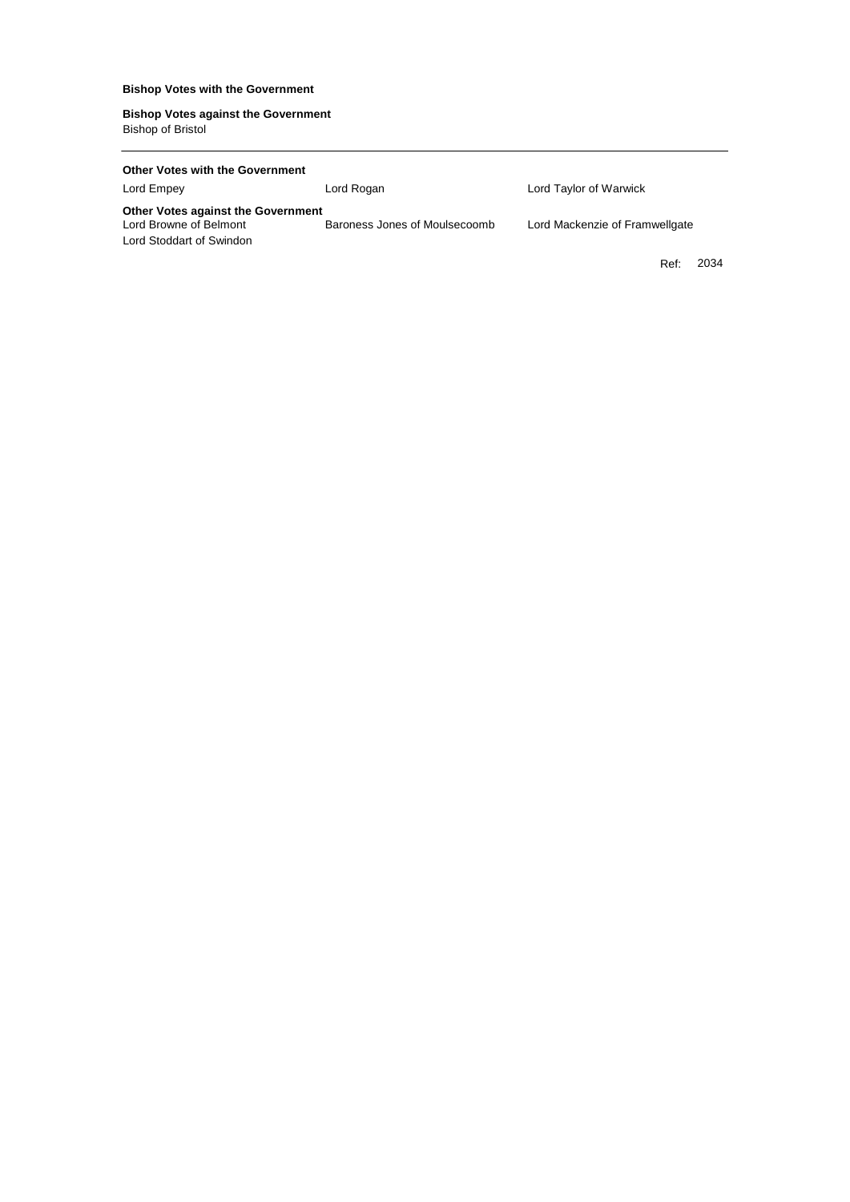**Bishop Votes with the Government**

**Bishop Votes against the Government**

Bishop of Bristol

---

**Other Votes with the Government**

| | | |
|---|---|---|
| Lord Empey | Lord Rogan | Lord Taylor of Warwick |

**Other Votes against the Government**

| | | |
|---|---|---|
| Lord Browne of Belmont | Baroness Jones of Moulsecoomb | Lord Mackenzie of Framwellgate |
| Lord Stoddart of Swindon | | |

Ref: 2034